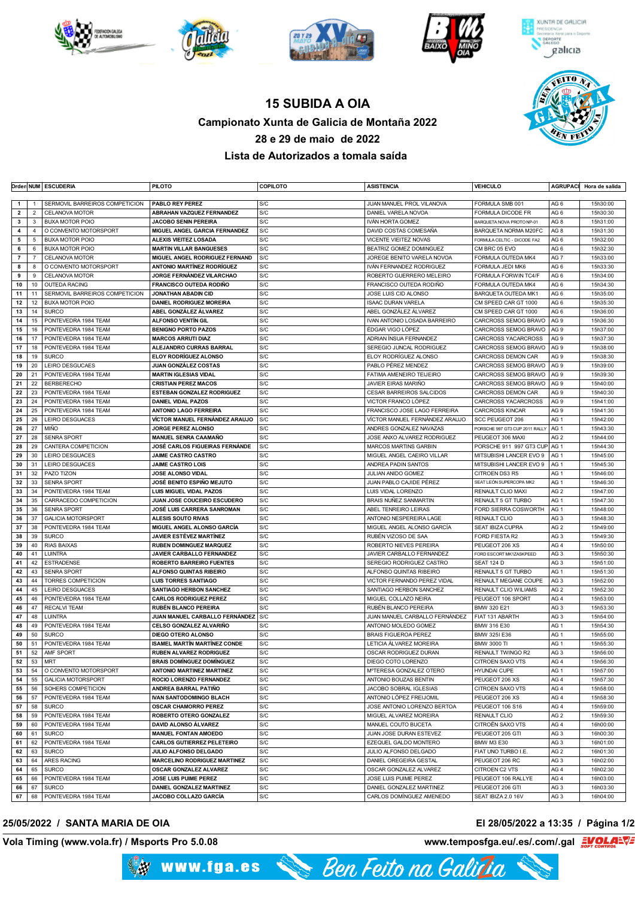# 15 SUBIDA A OIA

## Campionato Xunta de Galicia de Montaña 2022

## 28 e 29 de maio de 2022

## Lista de Autorizados a tomala saída

| Orden | NUM | ESCUDERIA | PILOTO | COPILOTO | ASISTENCIA | VEHICULO | AGRUPACI | Hora de salida |
|---|---|---|---|---|---|---|---|---|
| 1 | 1 | SERMOVIL BARREIROS COMPETICION | PABLO REY PEREZ | S/C | JUAN MANUEL PROL VILANOVA | FORMULA SMB 001 | AG 6 | 15h30:00 |
| 2 | 2 | CELANOVA MOTOR | ABRAHAN VAZQUEZ FERNANDEZ | S/C | DANIEL VARELA NOVOA | FORMULA DICODE FR | AG 6 | 15h30:30 |
| 3 | 3 | BUXA MOTOR POIO | JACOBO SENIN PEREIRA | S/C | IVÁN HORTA GOMEZ | BARQUETA NOVA PROTO NP-01 | AG 8 | 15h31:00 |
| 4 | 4 | O CONVENTO MOTORSPORT | MIGUEL ANGEL GARCIA FERNANDEZ | S/C | DAVID COSTAS COMESAÑA | BARQUETA NORMA M20FC | AG 8 | 15h31:30 |
| 5 | 5 | BUXA MOTOR POIO | ALEXIS VIEITEZ LOSADA | S/C | VICENTE VIEITEZ NOVAS | FORMULA CELTIC - DICODE FA2 | AG 6 | 15h32:00 |
| 6 | 6 | BUXA MOTOR POIO | MARTIN VILLAR BANGUESES | S/C | BEATRIZ GOMEZ DOMINGUEZ | CM BRC 05 EVO | AG 6 | 15h32:30 |
| 7 | 7 | CELANOVA MOTOR | MIGUEL ANGEL RODRIGUEZ FERNAND | S/C | JOREGE BENITO VARELA NOVOA | FORMULA OUTEDA MK4 | AG 7 | 15h33:00 |
| 8 | 8 | O CONVENTO MOTORSPORT | ANTONIO MARTÍNEZ RODRÍGUEZ | S/C | IVÁN FERNANDEZ RODRIGUEZ | FORMULA JEDI MK6 | AG 6 | 15h33:30 |
| 9 | 9 | CELANOVA MOTOR | JORGE FERNÁNDEZ VILARCHAO | S/C | ROBERTO GUERRERO MELEIRO | FORMULA FORWIN TC4/F | AG 6 | 15h34:00 |
| 10 | 10 | OUTEDA RACING | FRANCISCO OUTEDA RODIÑO | S/C | FRANCISCO OUTEDA RODIÑO | FORMULA OUTEDA MK4 | AG 6 | 15h34:30 |
| 11 | 11 | SERMOVIL BARREIROS COMPETICION | JONATHAN ABADIN CID | S/C | JOSE LUIS CID ALONSO | BARQUETA OUTEDA MK1 | AG 6 | 15h35:00 |
| 12 | 12 | BUXA MOTOR POIO | DANIEL RODRIGUEZ MOREIRA | S/C | ISAAC DURAN VARELA | CM SPEED CAR GT 1000 | AG 6 | 15h35:30 |
| 13 | 14 | SURCO | ABEL GONZÁLEZ ÁLVAREZ | S/C | ABEL GONZÁLEZ ÁLVAREZ | CM SPEED CAR GT 1000 | AG 6 | 15h36:00 |
| 14 | 15 | PONTEVEDRA 1984 TEAM | ALFONSO VENTÍN GIL | S/C | IVAN ANTONIO LOSADA BARREIRO | CARCROSS SEMOG BRAVO | AG 9 | 15h36:30 |
| 15 | 16 | PONTEVEDRA 1984 TEAM | BENIGNO PORTO PAZOS | S/C | ÉDGAR VIGO LÓPEZ | CARCROSS SEMOG BRAVO | AG 9 | 15h37:00 |
| 16 | 17 | PONTEVEDRA 1984 TEAM | MARCOS ARRUTI DIAZ | S/C | ADRIAN ÍNSUA FERNANDEZ | CARCROSS YACARCROSS | AG 9 | 15h37:30 |
| 17 | 18 | PONTEVEDRA 1984 TEAM | ALEJANDRO CURRAS BARRAL | S/C | SEREGIO JUNCAL RODRIGUEZ | CARCROSS SEMOG BRAVO | AG 9 | 15h38:00 |
| 18 | 19 | SURCO | ELOY RODRÍGUEZ ALONSO | S/C | ELOY RODRÍGUEZ ALONSO | CARCROSS DEMON CAR | AG 9 | 15h38:30 |
| 19 | 20 | LEIRO DESGUCAES | JUAN GONZÁLEZ COSTAS | S/C | PABLO PÉREZ MENDEZ | CARCROSS SEMOG BRAVO | AG 9 | 15h39:00 |
| 20 | 21 | PONTEVEDRA 1984 TEAM | MARTIN IGLESIAS VIDAL | S/C | FATIMA AMENEIRO TEIJEIRO | CARCROSS SEMOG BRAVO | AG 9 | 15h39:30 |
| 21 | 22 | BERBERECHO | CRISTIAN PEREZ MACOS | S/C | JAVIER EIRAS MARIÑO | CARCROSS SEMOG BRAVO | AG 9 | 15h40:00 |
| 22 | 23 | PONTEVEDRA 1984 TEAM | ESTEBAN GONZALEZ RODRIGUEZ | S/C | CESAR BARREIROS SALCIDOS | CARCROSS DEMON CAR | AG 9 | 15h40:30 |
| 23 | 24 | PONTEVEDRA 1984 TEAM | DANIEL VIDAL PAZOS | S/C | VICTOR FRANCO LÓPEZ | CARCROSS YACARCROSS | AG 9 | 15h41:00 |
| 24 | 25 | PONTEVEDRA 1984 TEAM | ANTONIO LAGO FERREIRA | S/C | FRANCISCO JOSE LAGO FERREIRA | CARCROSS KINCAR | AG 9 | 15h41:30 |
| 25 | 26 | LEIRO DESGUCAES | VÍCTOR MANUEL FERNÁNDEZ ARAUJO | S/C | VÍCTOR MANUEL FERNÁNDEZ ARAUJO | SCC PEUGEOT 206 | AG 1 | 15h42:00 |
| 26 | 27 | MIÑO | JORGE PEREZ ALONSO | S/C | ANDRES GONZALEZ NAVAZAS | PORSCHE 997 GT3 CUP 2011 RALLY | AG 1 | 15h43:30 |
| 27 | 28 | SENRA SPORT | MANUEL SENRA CAAMAÑO | S/C | JOSE ANXO ALVAREZ RODRIGUEZ | PEUGEOT 306 MAXI | AG 2 | 15h44:00 |
| 28 | 29 | CANTERA COMPETICION | JOSÉ CARLOS FIGUEIRAS FERNÁNDE | S/C | MARCOS MARTINS GARBIN | PORSCHE 911 997 GT3 CUP | AG 1 | 15h44:30 |
| 29 | 30 | LEIRO DESGUCAES | JAIME CASTRO CASTRO | S/C | MIGUEL ANGEL CAEIRO VILLAR | MITSUBISHI LANCER EVO 9 | AG 1 | 15h45:00 |
| 30 | 31 | LEIRO DESGUCAES | JAIME CASTRO LOIS | S/C | ANDREA PADIN SANTOS | MITSUBISHI LANCER EVO 9 | AG 1 | 15h45:30 |
| 31 | 32 | PAZO TIZON | JOSE ALONSO VIDAL | S/C | JULIAN ANIDO GOMEZ | CITROEN DS3 R5 | AG 1 | 15h46:00 |
| 32 | 33 | SENRA SPORT | JOSÉ BENITO ESPIÑO MEJUTO | S/C | JUAN PABLO CAJIDE PÉREZ | SEAT LEÓN SUPERCOPA MK2 | AG 1 | 15h46:30 |
| 33 | 34 | PONTEVEDRA 1984 TEAM | LUIS MIGUEL VIDAL PAZOS | S/C | LUIS VIDAL LORENZO | RENAULT CLIO MAXI | AG 2 | 15h47:00 |
| 34 | 35 | CARRACEDO COMPETICION | JUAN JOSE COUCEIRO ESCUDERO | S/C | BRAIS NUÑEZ SANMARTIN | RENAULT 5 GT TURBO | AG 1 | 15h47:30 |
| 35 | 36 | SENRA SPORT | JOSÉ LUIS CARRERA SANROMAN | S/C | ABEL TENREIRO LEIRAS | FORD SIERRA COSWORTH | AG 1 | 15h48:00 |
| 36 | 37 | GALICIA MOTORSPORT | ALESIS SOUTO RIVAS | S/C | ANTONIO NESPEREIRA LAGE | RENAULT CLIO | AG 3 | 15h48:30 |
| 37 | 38 | PONTEVEDRA 1984 TEAM | MIGUEL ANGEL ALONSO GARCÍA | S/C | MIGUEL ANGEL ALONSO GARCÍA | SEAT IBIZA CUPRA | AG 2 | 15h49:00 |
| 38 | 39 | SURCO | JAVIER ESTÉVEZ MARTÍNEZ | S/C | RUBÉN VIZOSO DE SAA | FORD FIESTA R2 | AG 3 | 15h49:30 |
| 39 | 40 | RIAS BAIXAS | RUBEN DOMINGUEZ MARQUEZ | S/C | ROBERTO NIEVES PEREIRA | PEUGEOT 206 XS | AG 4 | 15h50:00 |
| 40 | 41 | LUINTRA | JAVIER CARBALLO FERNANDEZ | S/C | JAVIER CARBALLO FERNANDEZ | FORD ESCORT MK1ZASKPEED | AG 3 | 15h50:30 |
| 41 | 42 | ESTRADENSE | ROBERTO BARREIRO FUENTES | S/C | SEREGIO RODRIGUEZ CASTRO | SEAT 124 D | AG 3 | 15h51:00 |
| 42 | 43 | SENRA SPORT | ALFONSO QUINTAS RIBEIRO | S/C | ALFONSO QUINTAS RIBEIRO | RENAULT 5 GT TURBO | AG 1 | 15h51:30 |
| 43 | 44 | TORRES COMPETICION | LUIS TORRES SANTIAGO | S/C | VICTOR FERNANDO PEREZ VIDAL | RENAULT MEGANE COUPE | AG 3 | 15h52:00 |
| 44 | 45 | LEIRO DESGUCAES | SANTIAGO HERBON SANCHEZ | S/C | SANTIAGO HERBON SANCHEZ | RENAULT CLIO WILIAMS | AG 2 | 15h52:30 |
| 45 | 46 | PONTEVEDRA 1984 TEAM | CARLOS RODRIGUEZ PEREZ | S/C | MIGUEL COLLAZO NEIRA | PEUGEOT 106 SPORT | AG 4 | 15h53:00 |
| 46 | 47 | RECALVI TEAM | RUBÉN BLANCO PEREIRA | S/C | RUBÉN BLANCO PEREIRA | PEUGEOT 206 XS | AG 3 | 15h53:30 |
| 47 | 48 | LUINTRA | JUAN MANUEL CARBALLO FERNÁNDEZ | S/C | JUAN MANUEL CARBALLO FERNÁNDEZ | FIAT 131 ABARTH | AG 3 | 15h54:00 |
| 48 | 49 | PONTEVEDRA 1984 TEAM | CELSO GONZALEZ ALVARIÑO | S/C | ANTONIO MOLEDO GOMEZ | BMW 316 E30 | AG 1 | 15h54:30 |
| 49 | 50 | SURCO | DIEGO OTERO ALONSO | S/C | BRAIS FIGUEROA PEREZ | BMW 325I E36 | AG 1 | 15h55:00 |
| 50 | 51 | PONTEVEDRA 1984 TEAM | ISAMEL MARTÍN MARTÍNEZ CONDE | S/C | LETICIA ÁLVAREZ MOREIRA | BMW 3000 TI | AG 1 | 15h55:30 |
| 51 | 52 | AMF SPORT | RUBEN ALVAREZ RODRIGUEZ | S/C | OSCAR RODRIGUEZ DURAN | RENAULT TWINGO R2 | AG 3 | 15h56:00 |
| 52 | 53 | MRT | BRAIS DOMÍNGUEZ DOMÍNGUEZ | S/C | DIEGO COTO LORENZO | CITROEN SAXO VTS | AG 4 | 15h56:30 |
| 53 | 54 | O CONVENTO MOTORSPORT | ANTONIO MARTINEZ MARTINEZ | S/C | MªTERESA GONZALEZ OTERO | HYUNDAI CUPE | AG 1 | 15h57:00 |
| 54 | 55 | GALICIA MOTORSPORT | ROCIO LORENZO FERNANDEZ | S/C | ANTONIO BOUZAS BENTIN | PEUGEOT 206 XS | AG 4 | 15h57:30 |
| 55 | 56 | SOHERS COMPETICION | ANDREA BARRAL PATIÑO | S/C | JACOBO SOBRAL IGLESIAS | CITROEN SAXO VTS | AG 4 | 15h58:00 |
| 56 | 57 | PONTEVEDRA 1984 TEAM | IVAN SANTODOMINGO BLACH | S/C | ANTONIO LÓPEZ FREIJOMIL | PEUGEOT 206 XS | AG 4 | 15h58:30 |
| 57 | 58 | SURCO | OSCAR CHAMORRO PEREZ | S/C | JOSE ANTONIO LORENZO BERTOA | PEUGEOT 106 S16 | AG 4 | 15h59:00 |
| 58 | 59 | PONTEVEDRA 1984 TEAM | ROBERTO OTERO GONZALEZ | S/C | MIGUEL ALVAREZ MOREIRA | RENAULT CLIO | AG 2 | 15h59:30 |
| 59 | 60 | PONTEVEDRA 1984 TEAM | DAVID ALONSO ÁLVAREZ | S/C | MANUEL COUTO BUCETA | CITROËN SAXO VTS | AG 4 | 16h00:00 |
| 60 | 61 | SURCO | MANUEL FONTAN AMOEDO | S/C | JUAN JOSE DURAN ESTEVEZ | PEUGEOT 205 GTI | AG 3 | 16h00:30 |
| 61 | 62 | PONTEVEDRA 1984 TEAM | CARLOS GUTIERREZ PELETEIRO | S/C | EZEQUEL GALDO MONTERO | BMW M3 E30 | AG 3 | 16h01:00 |
| 62 | 63 | SURCO | JULIO ALFONSO DELGADO | S/C | JULIO ALFONSO DELGADO | FIAT UNO TURBO I.E. | AG 2 | 16h01:30 |
| 63 | 64 | ARES RACING | MARCELINO RODRIGUEZ MARTINEZ | S/C | DANIEL OREGEIRA GESTAL | PEUGEOT 206 RC | AG 3 | 16h02:00 |
| 64 | 65 | SURCO | OSCAR GONZALEZ ALVAREZ | S/C | OSCAR GONZALEZ ALVAREZ | CITROEN C2 VTS | AG 4 | 16h02:30 |
| 65 | 66 | PONTEVEDRA 1984 TEAM | JOSE LUIS PUIME PEREZ | S/C | JOSE LUIS PUIME PEREZ | PEUGEOT 106 RALLYE | AG 4 | 16h03:00 |
| 66 | 67 | SURCO | DANIEL GONZALEZ MARTINEZ | S/C | DANIEL GONZALEZ MARTINEZ | PEUGEOT 206 GTI | AG 3 | 16h03:30 |
| 67 | 68 | PONTEVEDRA 1984 TEAM | JACOBO COLLAZO GARCÍA | S/C | CARLOS DOMÍNGUEZ AMENEDO | SEAT IBIZA 2.0 16V | AG 3 | 16h04:00 |

25/05/2022 / SANTA MARIA DE OIA

El 28/05/2022 a 13:35 / Página 1/2

Vola Timing (www.vola.fr) / Msports Pro 5.0.08

www.temposfga.eu/.es/.com/.gal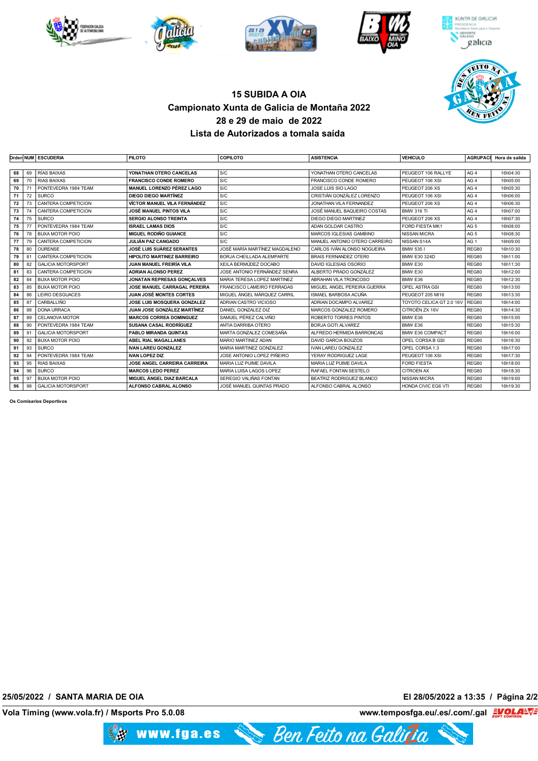# 15 SUBIDA A OIA

## Campionato Xunta de Galicia de Montaña 2022

## 28 e 29 de maio de 2022

## Lista de Autorizados a tomala saída

| Orden | NUM | ESCUDERIA | PILOTO | COPILOTO | ASISTENCIA | VEHICULO | AGRUPACI | Hora de salida |
|---|---|---|---|---|---|---|---|---|
| 68 | 69 | RÍAS BAIXAS | **YONATHAN OTERO CANCELAS** | S/C | YONATHAN OTERO CANCELAS | PEUGEOT 106 RALLYE | AG 4 | 16h04:30 |
| 69 | 70 | RIAS BAIXAS | **FRANCISCO CONDE ROMERO** | S/C | FRANCISCO CONDE ROMERO | PEUGEOT 106 XSI | AG 4 | 16h05:00 |
| 70 | 71 | PONTEVEDRA 1984 TEAM | **MANUEL LORENZO PÉREZ LAGO** | S/C | JOSE LUIS SIO LAGO | PEUGEOT 206 XS | AG 4 | 16h05:30 |
| 71 | 72 | SURCO | **DIEGO DIEGO MARTÍNEZ** | S/C | CRISTIÁN GONZÁLEZ LORENZO | PEUGEOT 106 XSI | AG 4 | 16h06:00 |
| 72 | 73 | CANTERA COMPETICION | **VÍCTOR MANUEL VILA FERNÁNDEZ** | S/C | JONATHAN VILA FERNANDEZ | PEUGEOT 206 XS | AG 4 | 16h06:30 |
| 73 | 74 | CANTERA COMPETICION | **JOSÉ MANUEL PINTOS VILA** | S/C | JOSÉ MANUEL BAQUEIRO COSTAS | BMW 316 TI | AG 4 | 16h07:00 |
| 74 | 75 | SURCO | **SERGIO ALONSO TREINTA** | S/C | DIEGO DIEGO MARTINEZ | PEUGEOT 206 XS | AG 4 | 16h07:30 |
| 75 | 77 | PONTEVEDRA 1984 TEAM | **ISRAEL LAMAS DIOS** | S/C | ADAN GOLDAR CASTRO | FORD FIESTA MK1 | AG 5 | 16h08:00 |
| 76 | 78 | BUXA MOTOR POIO | **MIGUEL RODIÑO GUIANCE** | S/C | MARCOS IGLESIAS GAMBINO | NISSAN MICRA | AG 5 | 16h08:30 |
| 77 | 79 | CANTERA COMPETICION | **JULIÁN PAZ CANGADO** | S/C | MANUEL ANTONIO OTERO CARREIRO | NISSAN S14A | AG 1 | 16h09:00 |
| 78 | 80 | OURENSE | **JOSÉ LUIS SUÁREZ SERANTES** | JOSÉ MARÍA MARTÍNEZ MAGDALENO | CARLOS IVÁN ALONSO NOGUEIRA | BMW 535 I | REG80 | 16h10:30 |
| 79 | 81 | CANTERA COMPETICION | **HIPOLITO MARTINEZ BARREIRO** | BORJA CHEILLADA ALEMPARTE | BRAIS FERNANDEZ OTER0 | BMW E30 324D | REG80 | 16h11:00 |
| 80 | 82 | GALICIA MOTORSPORT | **JUAN MANUEL FREIRÍA VILA** | XEILA BERMÚDEZ DOCABO | DAVID IGLESIAS OSORIO | BMW E30 | REG80 | 16h11:30 |
| 81 | 83 | CANTERA COMPETICION | **ADRIAN ALONSO PEREZ** | JOSE ANTONIO FERNÁNDEZ SENRA | ALBERTO PRADO GONZÁLEZ | BMW E30 | REG80 | 16h12:00 |
| 82 | 84 | BUXA MOTOR POIO | **JONATAN REPRESAS GONÇALVES** | MARIA TERESA LOPEZ MARTINEZ | ABRAHAN VILA TRONCOSO | BMW E36 | REG80 | 16h12:30 |
| 83 | 85 | BUXA MOTOR POIO | **JOSE MANUEL CARRAGAL PEREIRA** | FRANCISCO LAMEIRO FERRADAS | MIGUEL ANGEL PEREIRA GUERRA | OPEL ASTRA GSI | REG80 | 16h13:00 |
| 84 | 86 | LEIRO DESGUACES | **JUAN JOSÉ MONTES CORTES** | MIGUEL ÁNGEL MÁRQUEZ CARRIL | ISMAEL BARBOSA ACUÑA | PEUGEOT 205 MI16 | REG80 | 16h13:30 |
| 85 | 87 | CARBALLIÑO | **JOSE LUIS MOSQUERA GONZALEZ** | ADRIAN CASTRO VICIOSO | ADRIAN DOCAMPO ALVAREZ | TOYOTO CELICA GT 2.0 16V | REG80 | 16h14:00 |
| 86 | 88 | DONA URRACA | **JUAN JOSE GONZÁLEZ MARTÍNEZ** | DANIEL GONZALEZ DIZ | MARCOS GONZALEZ ROMERO | CITROËN ZX 16V | REG80 | 16h14:30 |
| 87 | 89 | CELANOVA MOTOR | **MARCOS CORREA DOMINGUEZ** | SAMUEL PÉREZ CALVIÑO | ROBERTO TORRES PINTOS | BMW E36 | REG80 | 16h15:00 |
| 88 | 90 | PONTEVEDRA 1984 TEAM | **SUSANA CASAL RODRÍGUEZ** | ANTIA DARRIBA OTERO | BORJA GOTI ALVAREZ | BMW E36 | REG80 | 16h15:30 |
| 89 | 91 | GALICIA MOTORSPORT | **PABLO MIRANDA QUINTAS** | MARTA GONZALEZ COMESAÑA | ALFREDO HERMIDA BARRONCAS | BMW E36 COMPACT | REG80 | 16h16:00 |
| 90 | 92 | BUXA MOTOR POIO | **ABEL RIAL MAGALLANES** | MARIO MARTINEZ ADAN | DAVID GARCIA BOUZOS | OPEL CORSA B GSI | REG80 | 16h16:30 |
| 91 | 93 | SURCO | **IVAN LAREU GONZALEZ** | MARIA MARTINEZ GONZALEZ | IVAN LAREU GONZALEZ | OPEL CORSA 1.3 | REG80 | 16h17:00 |
| 92 | 94 | PONTEVEDRA 1984 TEAM | **IVAN LOPEZ DIZ** | JOSE ANTONIO LOPEZ PIÑEIRO | YERAY RODRIGUEZ LAGE | PEUGEOT 106 XSI | REG80 | 16h17:30 |
| 93 | 95 | RIAS BAIXAS | **JOSE ANGEL CARREIRA CARREIRA** | MARIA LUZ PUIME DAVILA | MARIA LUZ PUIME DAVILA | FORD FIESTA | REG80 | 16h18:00 |
| 94 | 96 | SURCO | **MARCOS LEDO PEREZ** | MARIA LUISA LAGOS LOPEZ | RAFAEL FONTAN SESTELO | CITROEN AX | REG80 | 16h18:30 |
| 95 | 97 | BUXA MOTOR POIO | **MIGUEL ÁNGEL DIAZ BARCALA** | SEREGIO VALIÑAS FONTAN | BEATRIZ RODRIGUEZ BLANCO | NISSAN MICRA | REG80 | 16h19:00 |
| 96 | 98 | GALICIA MOTORSPORT | **ALFONSO CABRAL ALONSO** | JOSÉ MANUEL QUINTAS PRADO | ALFONSO CABRAL ALONSO | HONDA CIVIC EG6 VTI | REG80 | 16h19:30 |

**Os Comisarios Deportivos**

**25/05/2022 / SANTA MARIA DE OIA** — **El 28/05/2022 a 13:35**

**Vola Timing (www.vola.fr) / Msports Pro 5.0.08** — **www.temposfga.eu/.es/.com/.gal**